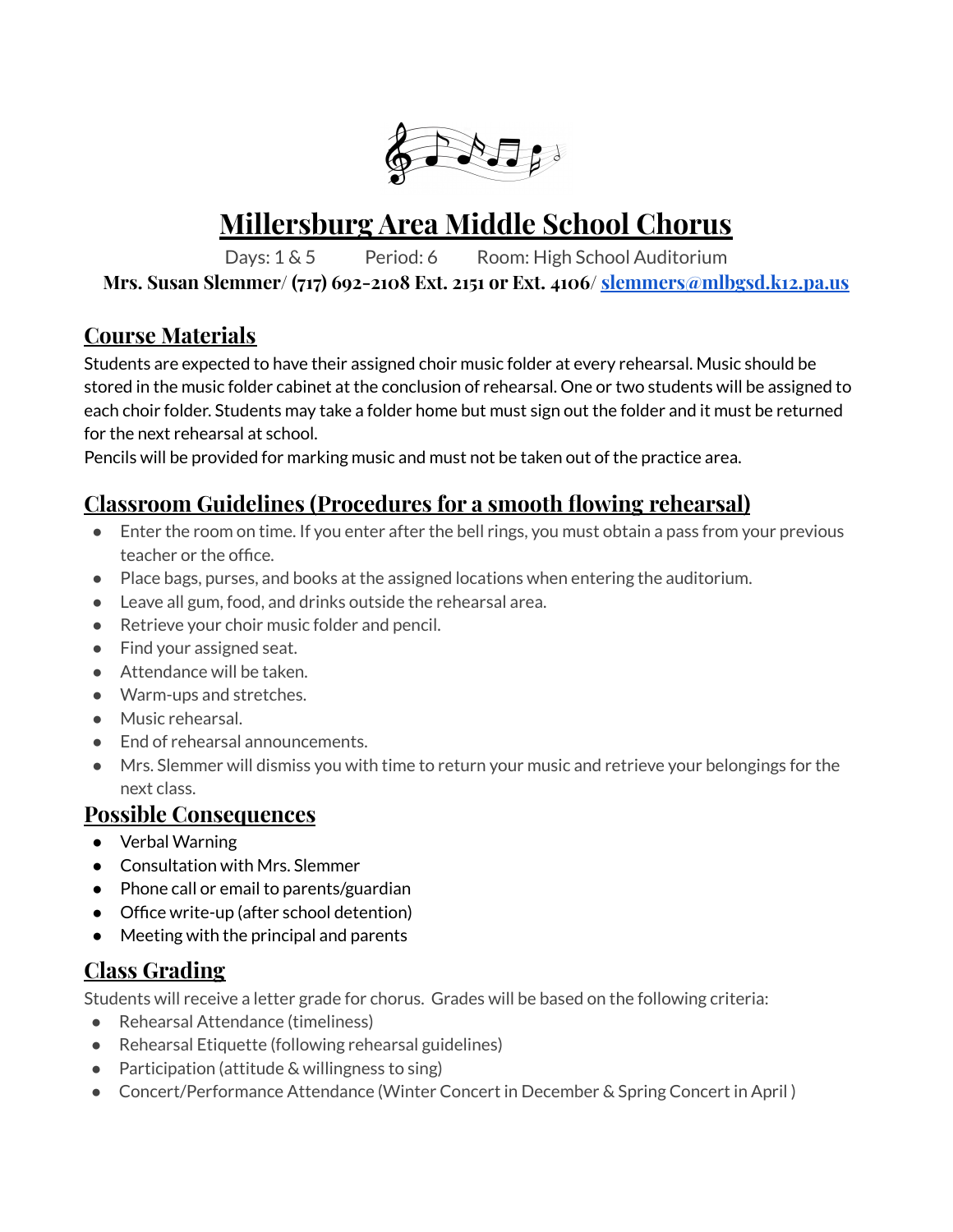# Millersburg Area Middle School Chorus

Days: 1 & 5 Period: 6 Room: High School Auditorium

**Mrs. Susan Slemmer/ (717) 692-2108 Ext. 2151 or Ext. 4106/ slemmers@mlbgsd.k12.pa.us**

## Course Materials

Students are expected to have their assigned choir music folder at every rehearsal. Music should be stored in the music folder cabinet at the conclusion of rehearsal. One or two students will be assigned to each choir folder. Students may take a folder home but must sign out the folder and it must be returned for the next rehearsal at school.

Pencils will be provided for marking music and must not be taken out of the practice area.

## Classroom Guidelines (Procedures for a smooth flowing rehearsal)

- Enter the room on time. If you enter after the bell rings, you must obtain a pass from your previous teacher or the office.
- Place bags, purses, and books at the assigned locations when entering the auditorium.
- Leave all gum, food, and drinks outside the rehearsal area.
- Retrieve your choir music folder and pencil.
- Find your assigned seat.
- Attendance will be taken.
- Warm-ups and stretches.
- Music rehearsal.
- End of rehearsal announcements.
- Mrs. Slemmer will dismiss you with time to return your music and retrieve your belongings for the next class.

## Possible Consequences

- Verbal Warning
- Consultation with Mrs. Slemmer
- Phone call or email to parents/guardian
- Office write-up (after school detention)
- Meeting with the principal and parents

## Class Grading

Students will receive a letter grade for chorus. Grades will be based on the following criteria:

- Rehearsal Attendance (timeliness)
- Rehearsal Etiquette (following rehearsal guidelines)
- Participation (attitude & willingness to sing)
- Concert/Performance Attendance (Winter Concert in December & Spring Concert in April )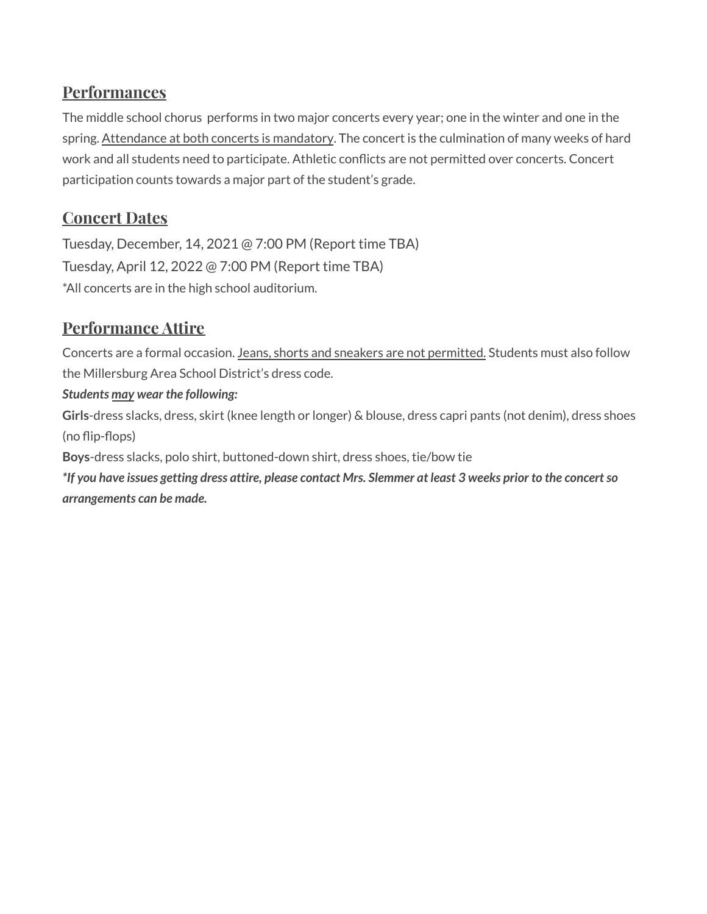## Performances

The middle school chorus  performs in two major concerts every year; one in the winter and one in the spring. Attendance at both concerts is mandatory. The concert is the culmination of many weeks of hard work and all students need to participate. Athletic conflicts are not permitted over concerts. Concert participation counts towards a major part of the student's grade.

## Concert Dates

Tuesday, December, 14, 2021 @ 7:00 PM (Report time TBA)

Tuesday, April 12, 2022 @ 7:00 PM (Report time TBA)

*All concerts are in the high school auditorium.

## Performance Attire

Concerts are a formal occasion. Jeans, shorts and sneakers are not permitted. Students must also follow the Millersburg Area School District's dress code.

***Students may wear the following:***

**Girls**-dress slacks, dress, skirt (knee length or longer) & blouse, dress capri pants (not denim), dress shoes (no flip-flops)

**Boys**-dress slacks, polo shirt, buttoned-down shirt, dress shoes, tie/bow tie

***\*If you have issues getting dress attire, please contact Mrs. Slemmer at least 3 weeks prior to the concert so arrangements can be made.***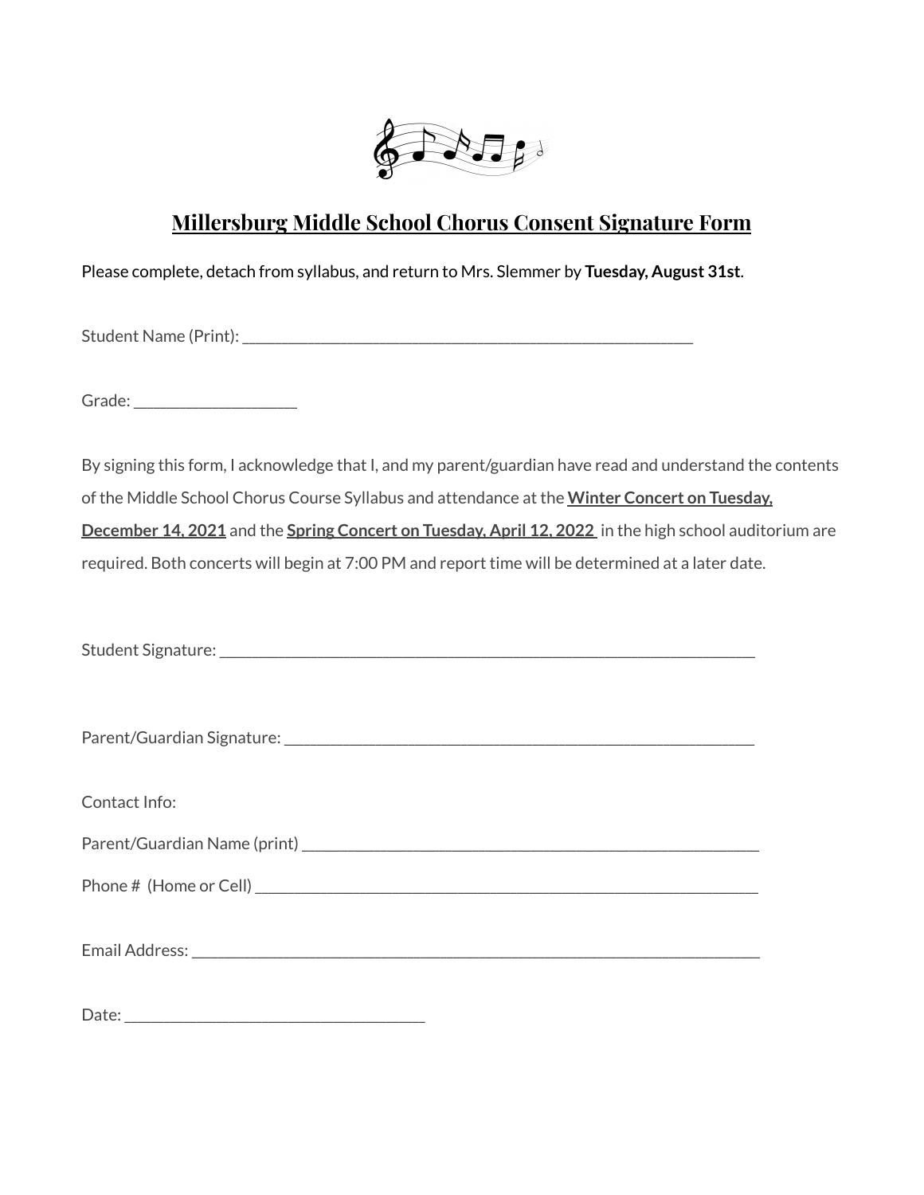# **Millersburg Middle School Chorus Consent Signature Form**

Please complete, detach from syllabus, and return to Mrs. Slemmer by **Tuesday, August 31st**.

Student Name (Print): ________________________________________________________

Grade: ____________________

By signing this form, I acknowledge that I, and my parent/guardian have read and understand the contents of the Middle School Chorus Course Syllabus and attendance at the **Winter Concert on Tuesday, December 14, 2021** and the **Spring Concert on Tuesday, April 12, 2022** in the high school auditorium are required. Both concerts will begin at 7:00 PM and report time will be determined at a later date.

Student Signature: ___________________________________________________________________

Parent/Guardian Signature: ___________________________________________________________

Contact Info:

Parent/Guardian Name (print) _________________________________________________________

Phone # (Home or Cell) _______________________________________________________________

Email Address: ______________________________________________________________________

Date: _____________________________________